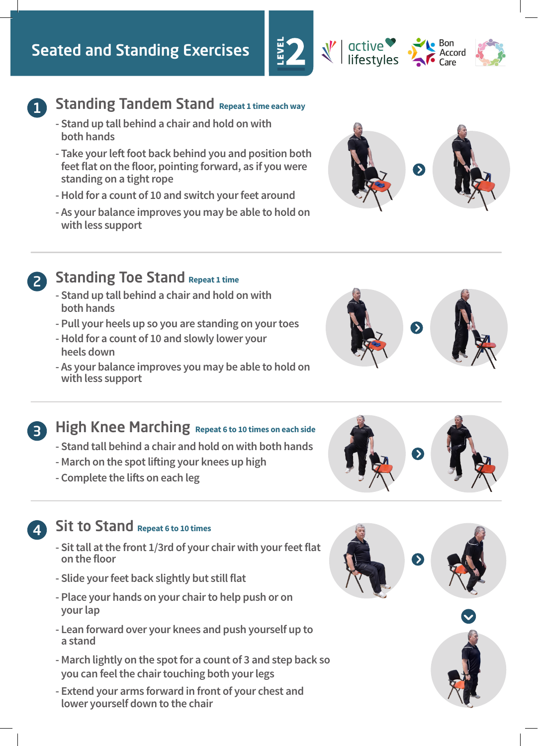# Seated and Standing Exercises

LEVEL 2

active lifestyles | Bon Accord Care

## 1 Standing Tandem Stand

**Repeat 1 time each way**

- Stand up tall behind a chair and hold on with both hands
- Take your left foot back behind you and position both feet flat on the floor, pointing forward, as if you were standing on a tight rope
- Hold for a count of 10 and switch your feet around
- As your balance improves you may be able to hold on with less support

## 2 Standing Toe Stand

**Repeat 1 time**

- Stand up tall behind a chair and hold on with both hands
- Pull your heels up so you are standing on your toes
- Hold for a count of 10 and slowly lower your heels down
- As your balance improves you may be able to hold on with less support

## 3 High Knee Marching

**Repeat 6 to 10 times on each side**

- Stand tall behind a chair and hold on with both hands
- March on the spot lifting your knees up high
- Complete the lifts on each leg

## 4 Sit to Stand

**Repeat 6 to 10 times**

- Sit tall at the front 1/3rd of your chair with your feet flat on the floor
- Slide your feet back slightly but still flat
- Place your hands on your chair to help push or on your lap
- Lean forward over your knees and push yourself up to a stand
- March lightly on the spot for a count of 3 and step back so you can feel the chair touching both your legs
- Extend your arms forward in front of your chest and lower yourself down to the chair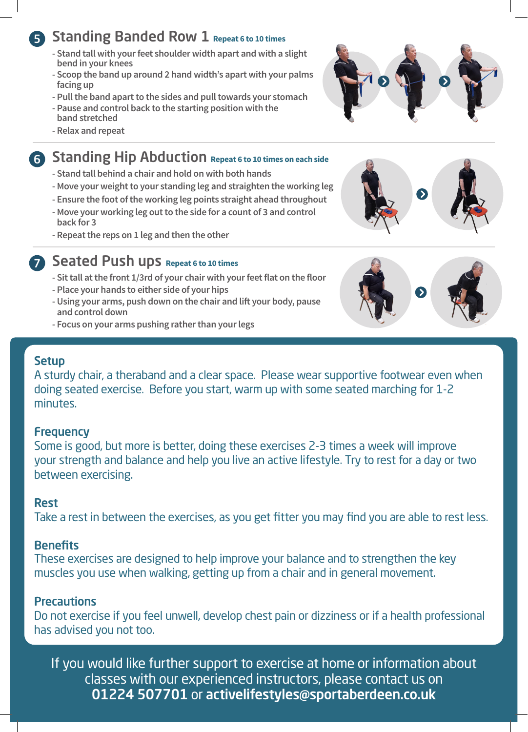## 5 Standing Banded Row 1 **Repeat 6 to 10 times**

- Stand tall with your feet shoulder width apart and with a slight bend in your knees
- Scoop the band up around 2 hand width's apart with your palms facing up
- Pull the band apart to the sides and pull towards your stomach
- Pause and control back to the starting position with the band stretched
- Relax and repeat

## 6 Standing Hip Abduction **Repeat 6 to 10 times on each side**

- Stand tall behind a chair and hold on with both hands
- Move your weight to your standing leg and straighten the working leg
- Ensure the foot of the working leg points straight ahead throughout
- Move your working leg out to the side for a count of 3 and control back for 3
- Repeat the reps on 1 leg and then the other

## 7 Seated Push ups **Repeat 6 to 10 times**

- Sit tall at the front 1/3rd of your chair with your feet flat on the floor
- Place your hands to either side of your hips
- Using your arms, push down on the chair and lift your body, pause and control down
- Focus on your arms pushing rather than your legs

### Setup

A sturdy chair, a theraband and a clear space. Please wear supportive footwear even when doing seated exercise. Before you start, warm up with some seated marching for 1-2 minutes.

### Frequency

Some is good, but more is better, doing these exercises 2-3 times a week will improve your strength and balance and help you live an active lifestyle. Try to rest for a day or two between exercising.

### Rest

Take a rest in between the exercises, as you get fitter you may find you are able to rest less.

### Benefits

These exercises are designed to help improve your balance and to strengthen the key muscles you use when walking, getting up from a chair and in general movement.

### Precautions

Do not exercise if you feel unwell, develop chest pain or dizziness or if a health professional has advised you not too.

If you would like further support to exercise at home or information about classes with our experienced instructors, please contact us on **01224 507701** or **activelifestyles@sportaberdeen.co.uk**